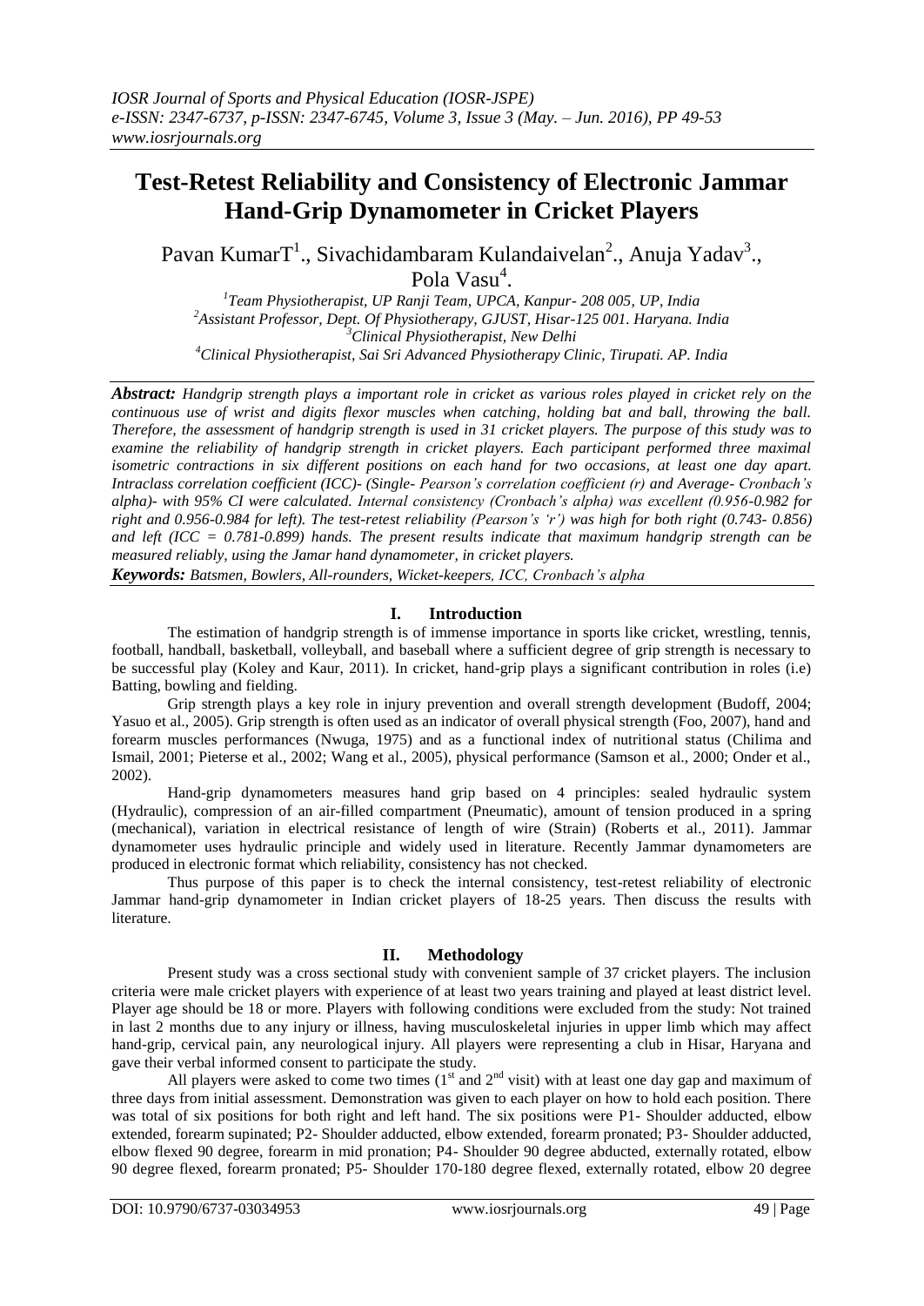# Test-Retest Reliability and Consistency of Electronic Jammar Hand-Grip Dynamometer in Cricket Players

Pavan KumarT[1]., Sivachidambaram Kulandaivelan[2]., Anuja Yadav[3]., Pola Vasu[4].

[1]Team Physiotherapist, UP Ranji Team, UPCA, Kanpur- 208 005, UP, India
[2]Assistant Professor, Dept. Of Physiotherapy, GJUST, Hisar-125 001. Haryana. India
[3]Clinical Physiotherapist, New Delhi
[4]Clinical Physiotherapist, Sai Sri Advanced Physiotherapy Clinic, Tirupati. AP. India

***Abstract:*** *Handgrip strength plays a important role in cricket as various roles played in cricket rely on the continuous use of wrist and digits flexor muscles when catching, holding bat and ball, throwing the ball. Therefore, the assessment of handgrip strength is used in 31 cricket players. The purpose of this study was to examine the reliability of handgrip strength in cricket players. Each participant performed three maximal isometric contractions in six different positions on each hand for two occasions, at least one day apart. Intraclass correlation coefficient (ICC)- (Single- Pearson's correlation coefficient (r) and Average- Cronbach's alpha)- with 95% CI were calculated. Internal consistency (Cronbach's alpha) was excellent (0.956-0.982 for right and 0.956-0.984 for left). The test-retest reliability (Pearson's 'r') was high for both right (0.743- 0.856) and left (ICC = 0.781-0.899) hands. The present results indicate that maximum handgrip strength can be measured reliably, using the Jamar hand dynamometer, in cricket players.*

***Keywords:*** *Batsmen, Bowlers, All-rounders, Wicket-keepers, ICC, Cronbach's alpha*

## I. Introduction

The estimation of handgrip strength is of immense importance in sports like cricket, wrestling, tennis, football, handball, basketball, volleyball, and baseball where a sufficient degree of grip strength is necessary to be successful play (Koley and Kaur, 2011). In cricket, hand-grip plays a significant contribution in roles (i.e) Batting, bowling and fielding.

Grip strength plays a key role in injury prevention and overall strength development (Budoff, 2004; Yasuo et al., 2005). Grip strength is often used as an indicator of overall physical strength (Foo, 2007), hand and forearm muscles performances (Nwuga, 1975) and as a functional index of nutritional status (Chilima and Ismail, 2001; Pieterse et al., 2002; Wang et al., 2005), physical performance (Samson et al., 2000; Onder et al., 2002).

Hand-grip dynamometers measures hand grip based on 4 principles: sealed hydraulic system (Hydraulic), compression of an air-filled compartment (Pneumatic), amount of tension produced in a spring (mechanical), variation in electrical resistance of length of wire (Strain) (Roberts et al., 2011). Jammar dynamometer uses hydraulic principle and widely used in literature. Recently Jammar dynamometers are produced in electronic format which reliability, consistency has not checked.

Thus purpose of this paper is to check the internal consistency, test-retest reliability of electronic Jammar hand-grip dynamometer in Indian cricket players of 18-25 years. Then discuss the results with literature.

## II. Methodology

Present study was a cross sectional study with convenient sample of 37 cricket players. The inclusion criteria were male cricket players with experience of at least two years training and played at least district level. Player age should be 18 or more. Players with following conditions were excluded from the study: Not trained in last 2 months due to any injury or illness, having musculoskeletal injuries in upper limb which may affect hand-grip, cervical pain, any neurological injury. All players were representing a club in Hisar, Haryana and gave their verbal informed consent to participate the study.

All players were asked to come two times (1st and 2nd visit) with at least one day gap and maximum of three days from initial assessment. Demonstration was given to each player on how to hold each position. There was total of six positions for both right and left hand. The six positions were P1- Shoulder adducted, elbow extended, forearm supinated; P2- Shoulder adducted, elbow extended, forearm pronated; P3- Shoulder adducted, elbow flexed 90 degree, forearm in mid pronation; P4- Shoulder 90 degree abducted, externally rotated, elbow 90 degree flexed, forearm pronated; P5- Shoulder 170-180 degree flexed, externally rotated, elbow 20 degree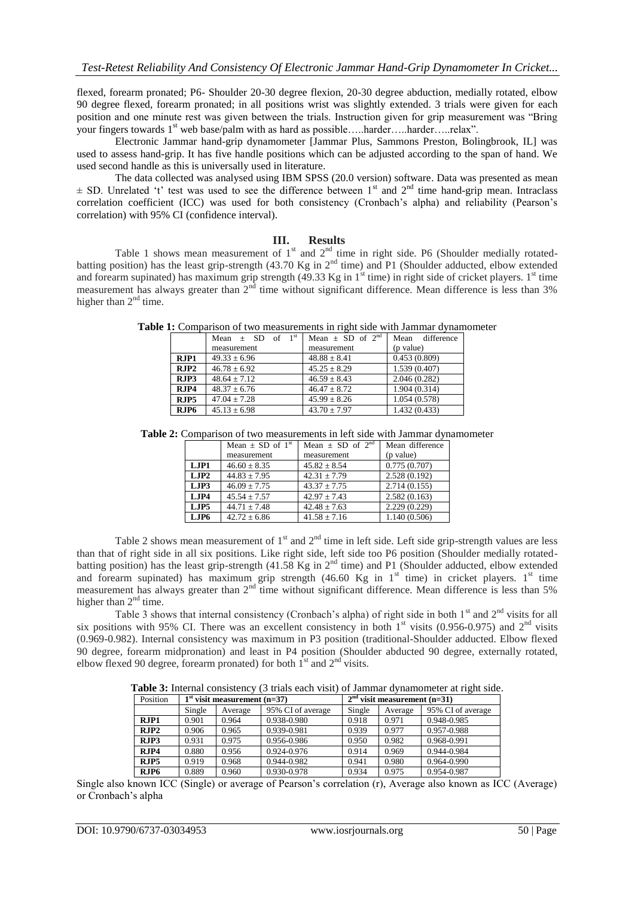flexed, forearm pronated; P6- Shoulder 20-30 degree flexion, 20-30 degree abduction, medially rotated, elbow 90 degree flexed, forearm pronated; in all positions wrist was slightly extended. 3 trials were given for each position and one minute rest was given between the trials. Instruction given for grip measurement was "Bring your fingers towards 1st web base/palm with as hard as possible…..harder…..harder…..relax".

Electronic Jammar hand-grip dynamometer [Jammar Plus, Sammons Preston, Bolingbrook, IL] was used to assess hand-grip. It has five handle positions which can be adjusted according to the span of hand. We used second handle as this is universally used in literature.

The data collected was analysed using IBM SPSS (20.0 version) software. Data was presented as mean ± SD. Unrelated 't' test was used to see the difference between 1st and 2nd time hand-grip mean. Intraclass correlation coefficient (ICC) was used for both consistency (Cronbach's alpha) and reliability (Pearson's correlation) with 95% CI (confidence interval).

## III. Results

Table 1 shows mean measurement of 1st and 2nd time in right side. P6 (Shoulder medially rotated-batting position) has the least grip-strength (43.70 Kg in 2nd time) and P1 (Shoulder adducted, elbow extended and forearm supinated) has maximum grip strength (49.33 Kg in 1st time) in right side of cricket players. 1st time measurement has always greater than 2nd time without significant difference. Mean difference is less than 3% higher than 2nd time.

**Table 1:** Comparison of two measurements in right side with Jammar dynamometer

| | Mean ± SD of 1st measurement | Mean ± SD of 2nd measurement | Mean difference (p value) |
|---|---|---|---|
| **RJP1** | 49.33 ± 6.96 | 48.88 ± 8.41 | 0.453 (0.809) |
| **RJP2** | 46.78 ± 6.92 | 45.25 ± 8.29 | 1.539 (0.407) |
| **RJP3** | 48.64 ± 7.12 | 46.59 ± 8.43 | 2.046 (0.282) |
| **RJP4** | 48.37 ± 6.76 | 46.47 ± 8.72 | 1.904 (0.314) |
| **RJP5** | 47.04 ± 7.28 | 45.99 ± 8.26 | 1.054 (0.578) |
| **RJP6** | 45.13 ± 6.98 | 43.70 ± 7.97 | 1.432 (0.433) |

**Table 2:** Comparison of two measurements in left side with Jammar dynamometer

| | Mean ± SD of 1st measurement | Mean ± SD of 2nd measurement | Mean difference (p value) |
|---|---|---|---|
| **LJP1** | 46.60 ± 8.35 | 45.82 ± 8.54 | 0.775 (0.707) |
| **LJP2** | 44.83 ± 7.95 | 42.31 ± 7.79 | 2.528 (0.192) |
| **LJP3** | 46.09 ± 7.75 | 43.37 ± 7.75 | 2.714 (0.155) |
| **LJP4** | 45.54 ± 7.57 | 42.97 ± 7.43 | 2.582 (0.163) |
| **LJP5** | 44.71 ± 7.48 | 42.48 ± 7.63 | 2.229 (0.229) |
| **LJP6** | 42.72 ± 6.86 | 41.58 ± 7.16 | 1.140 (0.506) |

Table 2 shows mean measurement of 1st and 2nd time in left side. Left side grip-strength values are less than that of right side in all six positions. Like right side, left side too P6 position (Shoulder medially rotated-batting position) has the least grip-strength (41.58 Kg in 2nd time) and P1 (Shoulder adducted, elbow extended and forearm supinated) has maximum grip strength (46.60 Kg in 1st time) in cricket players. 1st time measurement has always greater than 2nd time without significant difference. Mean difference is less than 5% higher than 2nd time.

Table 3 shows that internal consistency (Cronbach's alpha) of right side in both 1st and 2nd visits for all six positions with 95% CI. There was an excellent consistency in both 1st visits (0.956-0.975) and 2nd visits (0.969-0.982). Internal consistency was maximum in P3 position (traditional-Shoulder adducted. Elbow flexed 90 degree, forearm midpronation) and least in P4 position (Shoulder abducted 90 degree, externally rotated, elbow flexed 90 degree, forearm pronated) for both 1st and 2nd visits.

**Table 3:** Internal consistency (3 trials each visit) of Jammar dynamometer at right side.

| Position | 1st visit measurement (n=37) | | | 2nd visit measurement (n=31) | | |
|---|---|---|---|---|---|---|
| | Single | Average | 95% CI of average | Single | Average | 95% CI of average |
| **RJP1** | 0.901 | 0.964 | 0.938-0.980 | 0.918 | 0.971 | 0.948-0.985 |
| **RJP2** | 0.906 | 0.965 | 0.939-0.981 | 0.939 | 0.977 | 0.957-0.988 |
| **RJP3** | 0.931 | 0.975 | 0.956-0.986 | 0.950 | 0.982 | 0.968-0.991 |
| **RJP4** | 0.880 | 0.956 | 0.924-0.976 | 0.914 | 0.969 | 0.944-0.984 |
| **RJP5** | 0.919 | 0.968 | 0.944-0.982 | 0.941 | 0.980 | 0.964-0.990 |
| **RJP6** | 0.889 | 0.960 | 0.930-0.978 | 0.934 | 0.975 | 0.954-0.987 |

Single also known ICC (Single) or average of Pearson's correlation (r), Average also known as ICC (Average) or Cronbach's alpha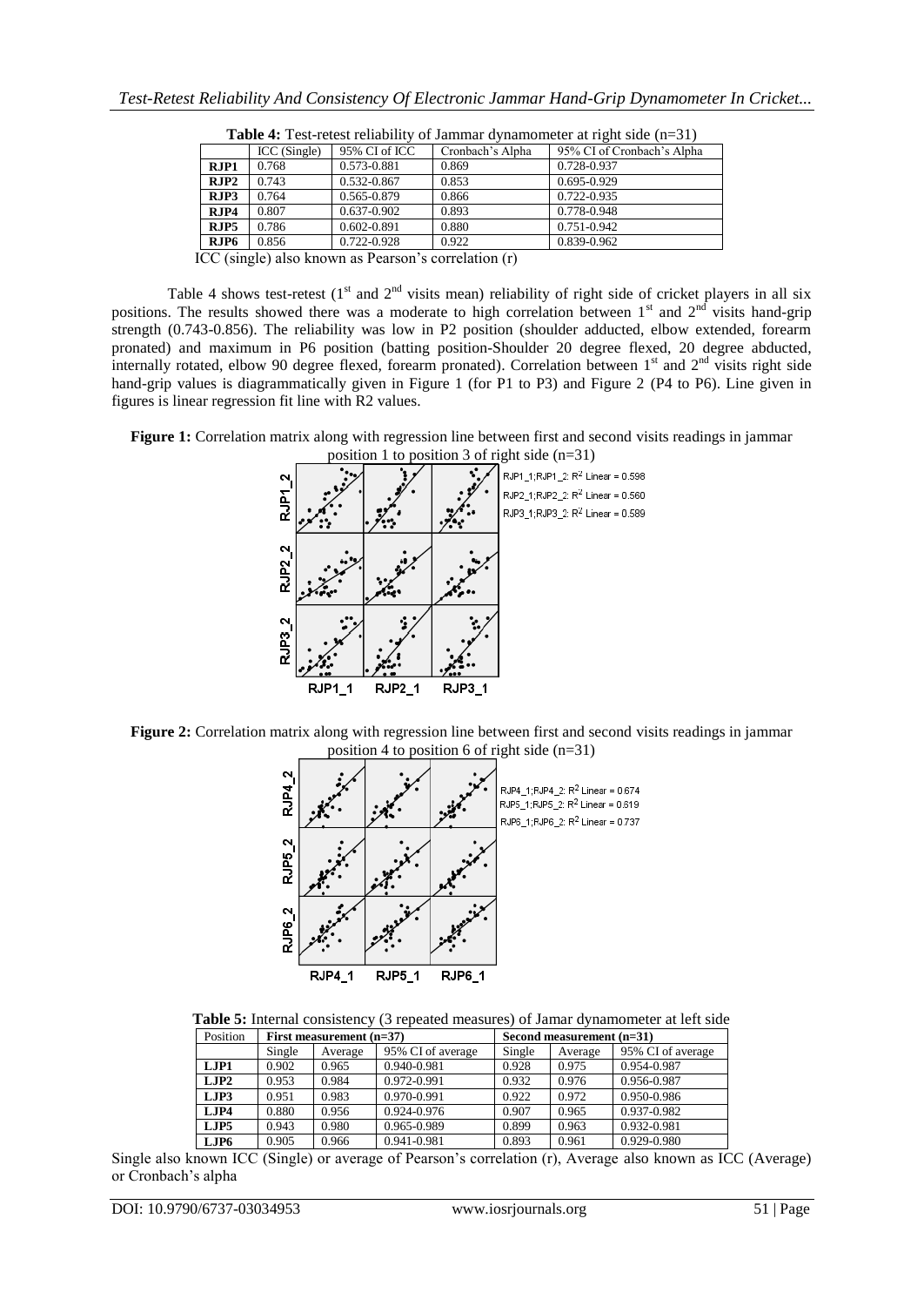**Table 4:** Test-retest reliability of Jammar dynamometer at right side (n=31)

| | ICC (Single) | 95% CI of ICC | Cronbach's Alpha | 95% CI of Cronbach's Alpha |
|---|---|---|---|---|
| **RJP1** | 0.768 | 0.573-0.881 | 0.869 | 0.728-0.937 |
| **RJP2** | 0.743 | 0.532-0.867 | 0.853 | 0.695-0.929 |
| **RJP3** | 0.764 | 0.565-0.879 | 0.866 | 0.722-0.935 |
| **RJP4** | 0.807 | 0.637-0.902 | 0.893 | 0.778-0.948 |
| **RJP5** | 0.786 | 0.602-0.891 | 0.880 | 0.751-0.942 |
| **RJP6** | 0.856 | 0.722-0.928 | 0.922 | 0.839-0.962 |

ICC (single) also known as Pearson's correlation (r)

Table 4 shows test-retest (1st and 2nd visits mean) reliability of right side of cricket players in all six positions. The results showed there was a moderate to high correlation between 1st and 2nd visits hand-grip strength (0.743-0.856). The reliability was low in P2 position (shoulder adducted, elbow extended, forearm pronated) and maximum in P6 position (batting position-Shoulder 20 degree flexed, 20 degree abducted, internally rotated, elbow 90 degree flexed, forearm pronated). Correlation between 1st and 2nd visits right side hand-grip values is diagrammatically given in Figure 1 (for P1 to P3) and Figure 2 (P4 to P6). Line given in figures is linear regression fit line with R2 values.

**Figure 1:** Correlation matrix along with regression line between first and second visits readings in jammar position 1 to position 3 of right side (n=31)

RJP1_1;RJP1_2: $R^2$ Linear = 0.598
RJP2_1;RJP2_2: $R^2$ Linear = 0.560
RJP3_1;RJP3_2: $R^2$ Linear = 0.589

**Figure 2:** Correlation matrix along with regression line between first and second visits readings in jammar position 4 to position 6 of right side (n=31)

RJP4_1;RJP4_2: $R^2$ Linear = 0.674
RJP5_1;RJP5_2: $R^2$ Linear = 0.619
RJP6_1;RJP6_2: $R^2$ Linear = 0.737

**Table 5:** Internal consistency (3 repeated measures) of Jamar dynamometer at left side

| Position | First measurement (n=37) | | | Second measurement (n=31) | | |
|---|---|---|---|---|---|---|
| | Single | Average | 95% CI of average | Single | Average | 95% CI of average |
| **LJP1** | 0.902 | 0.965 | 0.940-0.981 | 0.928 | 0.975 | 0.954-0.987 |
| **LJP2** | 0.953 | 0.984 | 0.972-0.991 | 0.932 | 0.976 | 0.956-0.987 |
| **LJP3** | 0.951 | 0.983 | 0.970-0.991 | 0.922 | 0.972 | 0.950-0.986 |
| **LJP4** | 0.880 | 0.956 | 0.924-0.976 | 0.907 | 0.965 | 0.937-0.982 |
| **LJP5** | 0.943 | 0.980 | 0.965-0.989 | 0.899 | 0.963 | 0.932-0.981 |
| **LJP6** | 0.905 | 0.966 | 0.941-0.981 | 0.893 | 0.961 | 0.929-0.980 |

Single also known ICC (Single) or average of Pearson's correlation (r), Average also known as ICC (Average) or Cronbach's alpha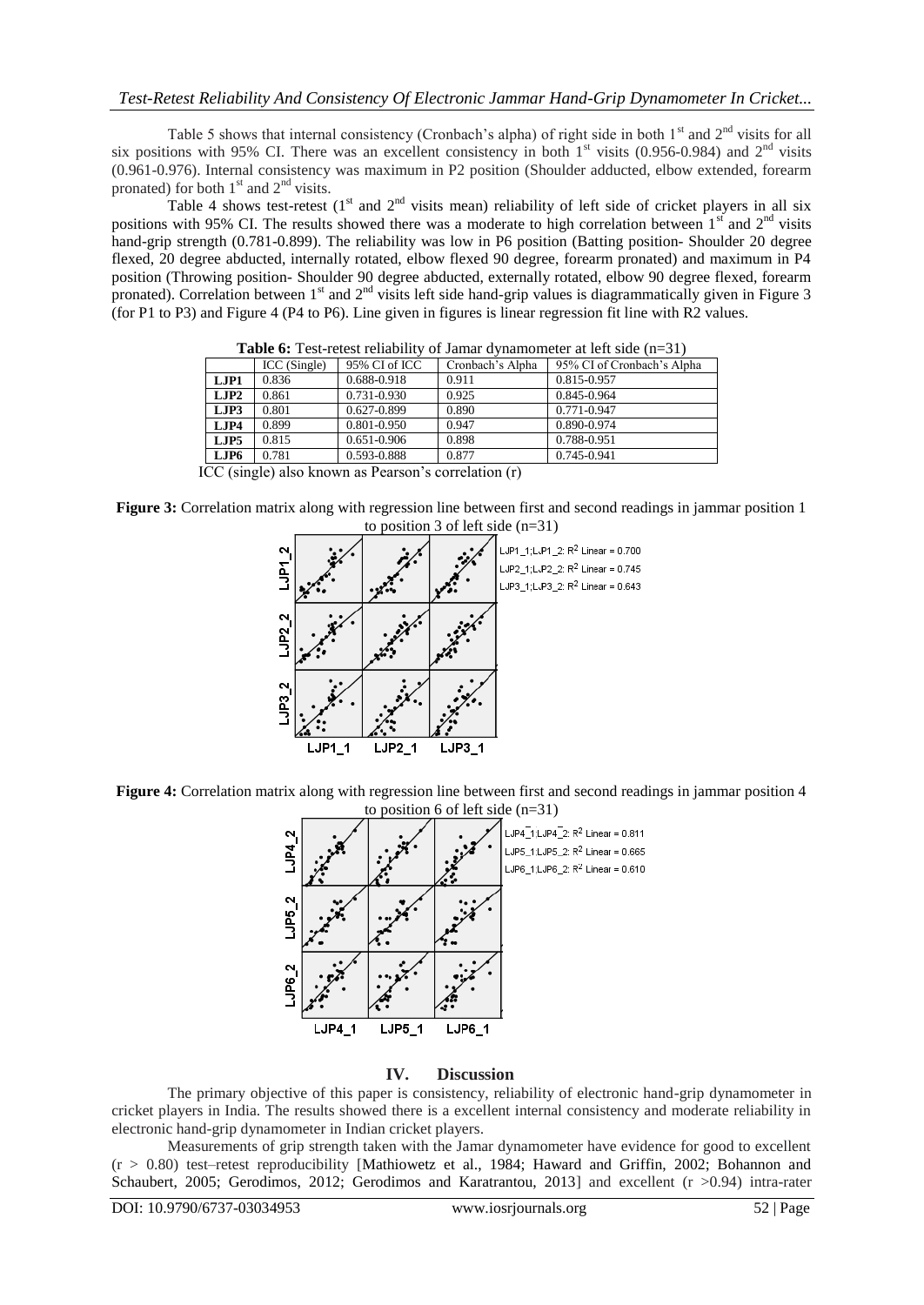Table 5 shows that internal consistency (Cronbach's alpha) of right side in both 1st and 2nd visits for all six positions with 95% CI. There was an excellent consistency in both 1st visits (0.956-0.984) and 2nd visits (0.961-0.976). Internal consistency was maximum in P2 position (Shoulder adducted, elbow extended, forearm pronated) for both 1st and 2nd visits.

Table 4 shows test-retest (1st and 2nd visits mean) reliability of left side of cricket players in all six positions with 95% CI. The results showed there was a moderate to high correlation between 1st and 2nd visits hand-grip strength (0.781-0.899). The reliability was low in P6 position (Batting position- Shoulder 20 degree flexed, 20 degree abducted, internally rotated, elbow flexed 90 degree, forearm pronated) and maximum in P4 position (Throwing position- Shoulder 90 degree abducted, externally rotated, elbow 90 degree flexed, forearm pronated). Correlation between 1st and 2nd visits left side hand-grip values is diagrammatically given in Figure 3 (for P1 to P3) and Figure 4 (P4 to P6). Line given in figures is linear regression fit line with R2 values.

**Table 6:** Test-retest reliability of Jamar dynamometer at left side (n=31)

| | ICC (Single) | 95% CI of ICC | Cronbach's Alpha | 95% CI of Cronbach's Alpha |
|---|---|---|---|---|
| **LJP1** | 0.836 | 0.688-0.918 | 0.911 | 0.815-0.957 |
| **LJP2** | 0.861 | 0.731-0.930 | 0.925 | 0.845-0.964 |
| **LJP3** | 0.801 | 0.627-0.899 | 0.890 | 0.771-0.947 |
| **LJP4** | 0.899 | 0.801-0.950 | 0.947 | 0.890-0.974 |
| **LJP5** | 0.815 | 0.651-0.906 | 0.898 | 0.788-0.951 |
| **LJP6** | 0.781 | 0.593-0.888 | 0.877 | 0.745-0.941 |

ICC (single) also known as Pearson's correlation (r)

**Figure 3:** Correlation matrix along with regression line between first and second readings in jammar position 1 to position 3 of left side (n=31)

LJP1_1;LJP1_2: $R^2$ Linear = 0.700
LJP2_1;LJP2_2: $R^2$ Linear = 0.745
LJP3_1;LJP3_2: $R^2$ Linear = 0.643

**Figure 4:** Correlation matrix along with regression line between first and second readings in jammar position 4 to position 6 of left side (n=31)

LJP4_1;LJP4_2: $R^2$ Linear = 0.811
LJP5_1;LJP5_2: $R^2$ Linear = 0.665
LJP6_1;LJP6_2: $R^2$ Linear = 0.610

## IV. Discussion

The primary objective of this paper is consistency, reliability of electronic hand-grip dynamometer in cricket players in India. The results showed there is a excellent internal consistency and moderate reliability in electronic hand-grip dynamometer in Indian cricket players.

Measurements of grip strength taken with the Jamar dynamometer have evidence for good to excellent ($r > 0.80$) test–retest reproducibility [Mathiowetz et al., 1984; Haward and Griffin, 2002; Bohannon and Schaubert, 2005; Gerodimos, 2012; Gerodimos and Karatrantou, 2013] and excellent ($r > 0.94$) intra-rater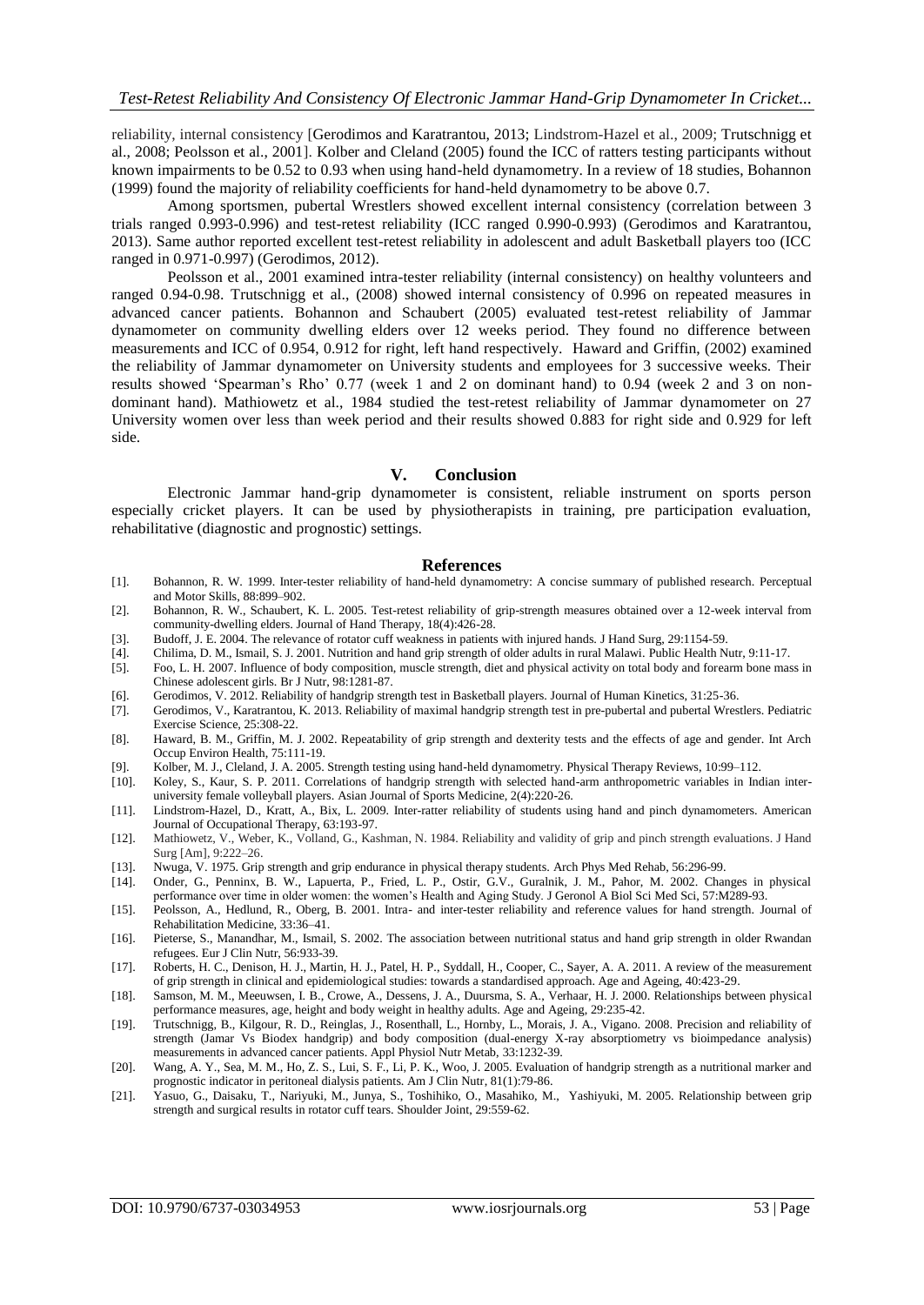reliability, internal consistency [Gerodimos and Karatrantou, 2013; Lindstrom-Hazel et al., 2009; Trutschnigg et al., 2008; Peolsson et al., 2001]. Kolber and Cleland (2005) found the ICC of ratters testing participants without known impairments to be 0.52 to 0.93 when using hand-held dynamometry. In a review of 18 studies, Bohannon (1999) found the majority of reliability coefficients for hand-held dynamometry to be above 0.7.

Among sportsmen, pubertal Wrestlers showed excellent internal consistency (correlation between 3 trials ranged 0.993-0.996) and test-retest reliability (ICC ranged 0.990-0.993) (Gerodimos and Karatrantou, 2013). Same author reported excellent test-retest reliability in adolescent and adult Basketball players too (ICC ranged in 0.971-0.997) (Gerodimos, 2012).

Peolsson et al., 2001 examined intra-tester reliability (internal consistency) on healthy volunteers and ranged 0.94-0.98. Trutschnigg et al., (2008) showed internal consistency of 0.996 on repeated measures in advanced cancer patients. Bohannon and Schaubert (2005) evaluated test-retest reliability of Jammar dynamometer on community dwelling elders over 12 weeks period. They found no difference between measurements and ICC of 0.954, 0.912 for right, left hand respectively. Haward and Griffin, (2002) examined the reliability of Jammar dynamometer on University students and employees for 3 successive weeks. Their results showed 'Spearman's Rho' 0.77 (week 1 and 2 on dominant hand) to 0.94 (week 2 and 3 on non-dominant hand). Mathiowetz et al., 1984 studied the test-retest reliability of Jammar dynamometer on 27 University women over less than week period and their results showed 0.883 for right side and 0.929 for left side.

## V. Conclusion

Electronic Jammar hand-grip dynamometer is consistent, reliable instrument on sports person especially cricket players. It can be used by physiotherapists in training, pre participation evaluation, rehabilitative (diagnostic and prognostic) settings.

## References

[1]. Bohannon, R. W. 1999. Inter-tester reliability of hand-held dynamometry: A concise summary of published research. Perceptual and Motor Skills, 88:899–902.

[2]. Bohannon, R. W., Schaubert, K. L. 2005. Test-retest reliability of grip-strength measures obtained over a 12-week interval from community-dwelling elders. Journal of Hand Therapy, 18(4):426-28.

[3]. Budoff, J. E. 2004. The relevance of rotator cuff weakness in patients with injured hands. J Hand Surg, 29:1154-59.

[4]. Chilima, D. M., Ismail, S. J. 2001. Nutrition and hand grip strength of older adults in rural Malawi. Public Health Nutr, 9:11-17.

[5]. Foo, L. H. 2007. Influence of body composition, muscle strength, diet and physical activity on total body and forearm bone mass in Chinese adolescent girls. Br J Nutr, 98:1281-87.

[6]. Gerodimos, V. 2012. Reliability of handgrip strength test in Basketball players. Journal of Human Kinetics, 31:25-36.

[7]. Gerodimos, V., Karatrantou, K. 2013. Reliability of maximal handgrip strength test in pre-pubertal and pubertal Wrestlers. Pediatric Exercise Science, 25:308-22.

[8]. Haward, B. M., Griffin, M. J. 2002. Repeatability of grip strength and dexterity tests and the effects of age and gender. Int Arch Occup Environ Health, 75:111-19.

[9]. Kolber, M. J., Cleland, J. A. 2005. Strength testing using hand-held dynamometry. Physical Therapy Reviews, 10:99–112.

[10]. Koley, S., Kaur, S. P. 2011. Correlations of handgrip strength with selected hand-arm anthropometric variables in Indian inter-university female volleyball players. Asian Journal of Sports Medicine, 2(4):220-26.

[11]. Lindstrom-Hazel, D., Kratt, A., Bix, L. 2009. Inter-ratter reliability of students using hand and pinch dynamometers. American Journal of Occupational Therapy, 63:193-97.

[12]. Mathiowetz, V., Weber, K., Volland, G., Kashman, N. 1984. Reliability and validity of grip and pinch strength evaluations. J Hand Surg [Am], 9:222–26.

[13]. Nwuga, V. 1975. Grip strength and grip endurance in physical therapy students. Arch Phys Med Rehab, 56:296-99.

[14]. Onder, G., Penninx, B. W., Lapuerta, P., Fried, L. P., Ostir, G.V., Guralnik, J. M., Pahor, M. 2002. Changes in physical performance over time in older women: the women's Health and Aging Study. J Geronol A Biol Sci Med Sci, 57:M289-93.

[15]. Peolsson, A., Hedlund, R., Oberg, B. 2001. Intra- and inter-tester reliability and reference values for hand strength. Journal of Rehabilitation Medicine, 33:36–41.

[16]. Pieterse, S., Manandhar, M., Ismail, S. 2002. The association between nutritional status and hand grip strength in older Rwandan refugees. Eur J Clin Nutr, 56:933-39.

[17]. Roberts, H. C., Denison, H. J., Martin, H. J., Patel, H. P., Syddall, H., Cooper, C., Sayer, A. A. 2011. A review of the measurement of grip strength in clinical and epidemiological studies: towards a standardised approach. Age and Ageing, 40:423-29.

[18]. Samson, M. M., Meeuwsen, I. B., Crowe, A., Dessens, J. A., Duursma, S. A., Verhaar, H. J. 2000. Relationships between physical performance measures, age, height and body weight in healthy adults. Age and Ageing, 29:235-42.

[19]. Trutschnigg, B., Kilgour, R. D., Reinglas, J., Rosenthall, L., Hornby, L., Morais, J. A., Vigano. 2008. Precision and reliability of strength (Jamar Vs Biodex handgrip) and body composition (dual-energy X-ray absorptiometry vs bioimpedance analysis) measurements in advanced cancer patients. Appl Physiol Nutr Metab, 33:1232-39.

[20]. Wang, A. Y., Sea, M. M., Ho, Z. S., Lui, S. F., Li, P. K., Woo, J. 2005. Evaluation of handgrip strength as a nutritional marker and prognostic indicator in peritoneal dialysis patients. Am J Clin Nutr, 81(1):79-86.

[21]. Yasuo, G., Daisaku, T., Nariyuki, M., Junya, S., Toshihiko, O., Masahiko, M., Yashiyuki, M. 2005. Relationship between grip strength and surgical results in rotator cuff tears. Shoulder Joint, 29:559-62.